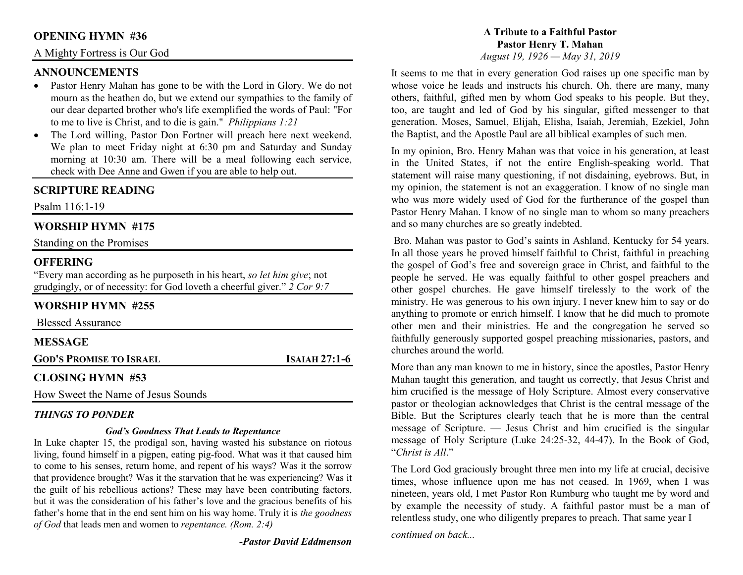## OPENING HYMN #36

A Mighty Fortress is Our God

## ANNOUNCEMENTS

- Pastor Henry Mahan has gone to be with the Lord in Glory. We do not mourn as the heathen do, but we extend our sympathies to the family of our dear departed brother who's life exemplified the words of Paul: "For to me to live is Christ, and to die is gain." *Philippians 1:21*
- The Lord willing, Pastor Don Fortner will preach here next weekend. We plan to meet Friday night at 6:30 pm and Saturday and Sunday morning at 10:30 am. There will be a meal following each service, check with Dee Anne and Gwen if you are able to help out.

## SCRIPTURE READING

Psalm 116:1-19

## WORSHIP HYMN #175

Standing on the Promises

## OFFERING

"Every man according as he purposeth in his heart, *so let him give*; not grudgingly, or of necessity: for God loveth a cheerful giver." *2 Cor 9:7*

## WORSHIP HYMN #255

Blessed Assurance

## MESSAGE

**GOD'S PROMISE TO ISRAEL** **ISAIAH 27:1-6**

## CLOSING HYMN #53

How Sweet the Name of Jesus Sounds

### *THINGS TO PONDER*

***God's Goodness That Leads to Repentance***

In Luke chapter 15, the prodigal son, having wasted his substance on riotous living, found himself in a pigpen, eating pig-food. What was it that caused him to come to his senses, return home, and repent of his ways? Was it the sorrow that providence brought? Was it the starvation that he was experiencing? Was it the guilt of his rebellious actions? These may have been contributing factors, but it was the consideration of his father's love and the gracious benefits of his father's home that in the end sent him on his way home. Truly it is *the goodness of God* that leads men and women to *repentance. (Rom. 2:4)*

***-Pastor David Eddmenson***

## A Tribute to a Faithful Pastor
## Pastor Henry T. Mahan

*August 19, 1926 — May 31, 2019*

It seems to me that in every generation God raises up one specific man by whose voice he leads and instructs his church. Oh, there are many, many others, faithful, gifted men by whom God speaks to his people. But they, too, are taught and led of God by his singular, gifted messenger to that generation. Moses, Samuel, Elijah, Elisha, Isaiah, Jeremiah, Ezekiel, John the Baptist, and the Apostle Paul are all biblical examples of such men.

In my opinion, Bro. Henry Mahan was that voice in his generation, at least in the United States, if not the entire English-speaking world. That statement will raise many questioning, if not disdaining, eyebrows. But, in my opinion, the statement is not an exaggeration. I know of no single man who was more widely used of God for the furtherance of the gospel than Pastor Henry Mahan. I know of no single man to whom so many preachers and so many churches are so greatly indebted.

Bro. Mahan was pastor to God's saints in Ashland, Kentucky for 54 years. In all those years he proved himself faithful to Christ, faithful in preaching the gospel of God's free and sovereign grace in Christ, and faithful to the people he served. He was equally faithful to other gospel preachers and other gospel churches. He gave himself tirelessly to the work of the ministry. He was generous to his own injury. I never knew him to say or do anything to promote or enrich himself. I know that he did much to promote other men and their ministries. He and the congregation he served so faithfully generously supported gospel preaching missionaries, pastors, and churches around the world.

More than any man known to me in history, since the apostles, Pastor Henry Mahan taught this generation, and taught us correctly, that Jesus Christ and him crucified is the message of Holy Scripture. Almost every conservative pastor or theologian acknowledges that Christ is the central message of the Bible. But the Scriptures clearly teach that he is more than the central message of Scripture. — Jesus Christ and him crucified is the singular message of Holy Scripture (Luke 24:25-32, 44-47). In the Book of God, "*Christ is All*."

The Lord God graciously brought three men into my life at crucial, decisive times, whose influence upon me has not ceased. In 1969, when I was nineteen, years old, I met Pastor Ron Rumburg who taught me by word and by example the necessity of study. A faithful pastor must be a man of relentless study, one who diligently prepares to preach. That same year I

*continued on back...*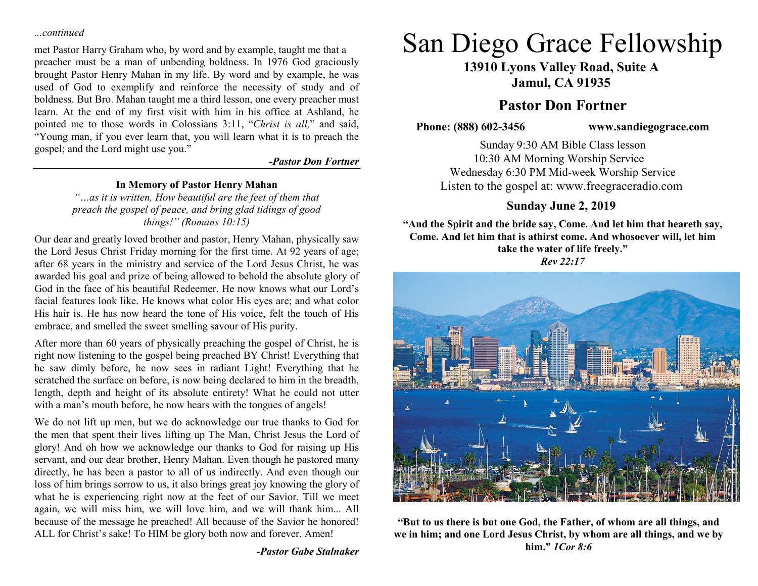*...continued*

met Pastor Harry Graham who, by word and by example, taught me that a preacher must be a man of unbending boldness. In 1976 God graciously brought Pastor Henry Mahan in my life. By word and by example, he was used of God to exemplify and reinforce the necessity of study and of boldness. But Bro. Mahan taught me a third lesson, one every preacher must learn. At the end of my first visit with him in his office at Ashland, he pointed me to those words in Colossians 3:11, "*Christ is all,*" and said, "Young man, if you ever learn that, you will learn what it is to preach the gospel; and the Lord might use you."

***-Pastor Don Fortner***

---

### In Memory of Pastor Henry Mahan

*"…as it is written, How beautiful are the feet of them that preach the gospel of peace, and bring glad tidings of good things!" (Romans 10:15)*

Our dear and greatly loved brother and pastor, Henry Mahan, physically saw the Lord Jesus Christ Friday morning for the first time. At 92 years of age; after 68 years in the ministry and service of the Lord Jesus Christ, he was awarded his goal and prize of being allowed to behold the absolute glory of God in the face of his beautiful Redeemer. He now knows what our Lord's facial features look like. He knows what color His eyes are; and what color His hair is. He has now heard the tone of His voice, felt the touch of His embrace, and smelled the sweet smelling savour of His purity.

After more than 60 years of physically preaching the gospel of Christ, he is right now listening to the gospel being preached BY Christ! Everything that he saw dimly before, he now sees in radiant Light! Everything that he scratched the surface on before, is now being declared to him in the breadth, length, depth and height of its absolute entirety! What he could not utter with a man's mouth before, he now hears with the tongues of angels!

We do not lift up men, but we do acknowledge our true thanks to God for the men that spent their lives lifting up The Man, Christ Jesus the Lord of glory! And oh how we acknowledge our thanks to God for raising up His servant, and our dear brother, Henry Mahan. Even though he pastored many directly, he has been a pastor to all of us indirectly. And even though our loss of him brings sorrow to us, it also brings great joy knowing the glory of what he is experiencing right now at the feet of our Savior. Till we meet again, we will miss him, we will love him, and we will thank him... All because of the message he preached! All because of the Savior he honored! ALL for Christ's sake! To HIM be glory both now and forever. Amen!

***-Pastor Gabe Stalnaker***

# San Diego Grace Fellowship

**13910 Lyons Valley Road, Suite A**
**Jamul, CA 91935**

## Pastor Don Fortner

**Phone: (888) 602-3456** **www.sandiegograce.com**

Sunday 9:30 AM Bible Class lesson
10:30 AM Morning Worship Service
Wednesday 6:30 PM Mid-week Worship Service
Listen to the gospel at: www.freegraceradio.com

### Sunday June 2, 2019

**"And the Spirit and the bride say, Come. And let him that heareth say, Come. And let him that is athirst come. And whosoever will, let him take the water of life freely."**
***Rev 22:17***

**"But to us there is but one God, the Father, of whom are all things, and we in him; and one Lord Jesus Christ, by whom are all things, and we by him."** ***1Cor 8:6***